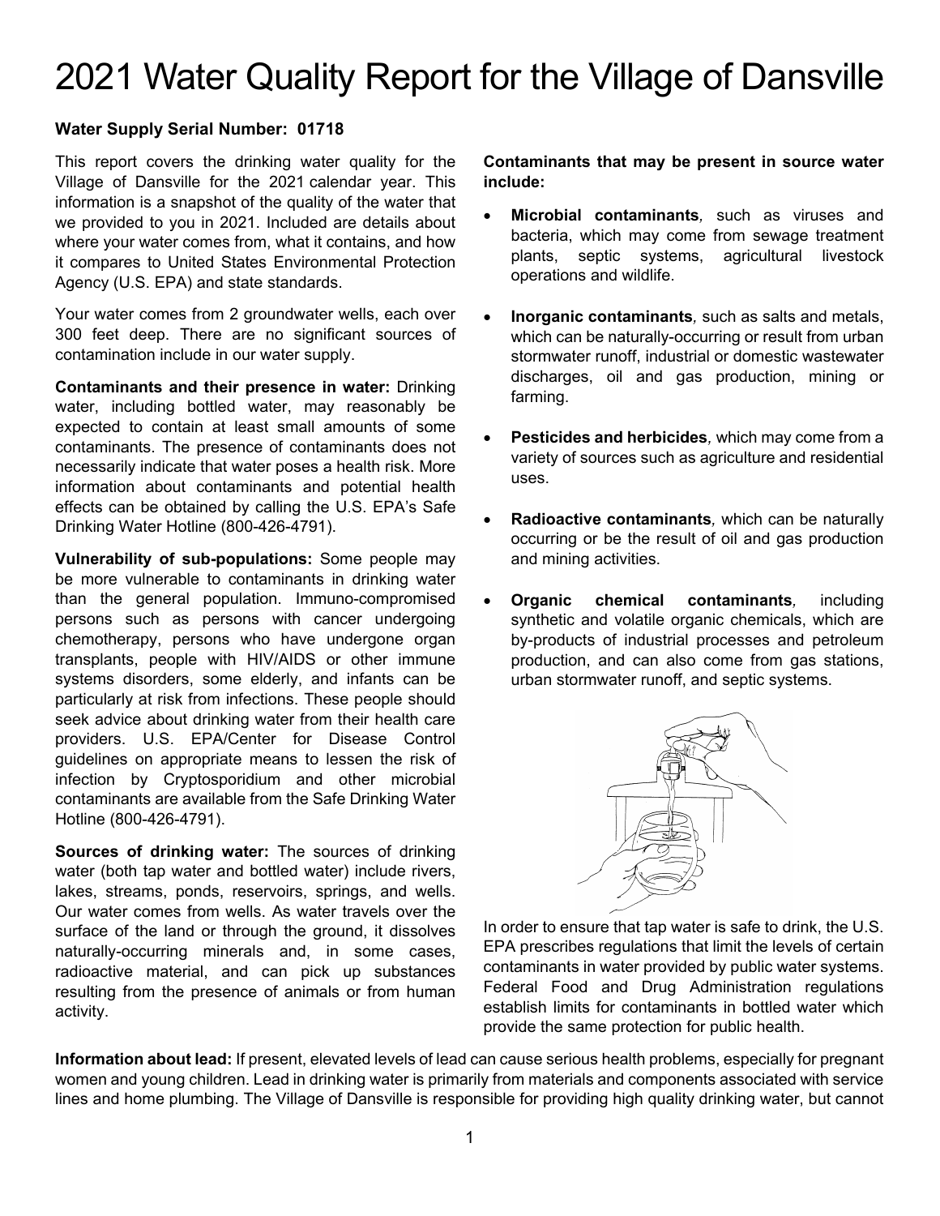# 2021 Water Quality Report for the Village of Dansville

**Water Supply Serial Number: 01718**

This report covers the drinking water quality for the Village of Dansville for the 2021 calendar year. This information is a snapshot of the quality of the water that we provided to you in 2021. Included are details about where your water comes from, what it contains, and how it compares to United States Environmental Protection Agency (U.S. EPA) and state standards.

Your water comes from 2 groundwater wells, each over 300 feet deep. There are no significant sources of contamination include in our water supply.

**Contaminants and their presence in water:** Drinking water, including bottled water, may reasonably be expected to contain at least small amounts of some contaminants. The presence of contaminants does not necessarily indicate that water poses a health risk. More information about contaminants and potential health effects can be obtained by calling the U.S. EPA's Safe Drinking Water Hotline (800-426-4791).

**Vulnerability of sub-populations:** Some people may be more vulnerable to contaminants in drinking water than the general population. Immuno-compromised persons such as persons with cancer undergoing chemotherapy, persons who have undergone organ transplants, people with HIV/AIDS or other immune systems disorders, some elderly, and infants can be particularly at risk from infections. These people should seek advice about drinking water from their health care providers. U.S. EPA/Center for Disease Control guidelines on appropriate means to lessen the risk of infection by Cryptosporidium and other microbial contaminants are available from the Safe Drinking Water Hotline (800-426-4791).

**Sources of drinking water:** The sources of drinking water (both tap water and bottled water) include rivers, lakes, streams, ponds, reservoirs, springs, and wells. Our water comes from wells. As water travels over the surface of the land or through the ground, it dissolves naturally-occurring minerals and, in some cases, radioactive material, and can pick up substances resulting from the presence of animals or from human activity.

**Contaminants that may be present in source water include:**

- **Microbial contaminants***,* such as viruses and bacteria, which may come from sewage treatment plants, septic systems, agricultural livestock operations and wildlife.
- **Inorganic contaminants***,* such as salts and metals, which can be naturally-occurring or result from urban stormwater runoff, industrial or domestic wastewater discharges, oil and gas production, mining or farming.
- **Pesticides and herbicides***,* which may come from a variety of sources such as agriculture and residential uses.
- **Radioactive contaminants***,* which can be naturally occurring or be the result of oil and gas production and mining activities.
- **Organic chemical contaminants***,* including synthetic and volatile organic chemicals, which are by-products of industrial processes and petroleum production, and can also come from gas stations, urban stormwater runoff, and septic systems.

In order to ensure that tap water is safe to drink, the U.S. EPA prescribes regulations that limit the levels of certain contaminants in water provided by public water systems. Federal Food and Drug Administration regulations establish limits for contaminants in bottled water which provide the same protection for public health.

**Information about lead:** If present, elevated levels of lead can cause serious health problems, especially for pregnant women and young children. Lead in drinking water is primarily from materials and components associated with service lines and home plumbing. The Village of Dansville is responsible for providing high quality drinking water, but cannot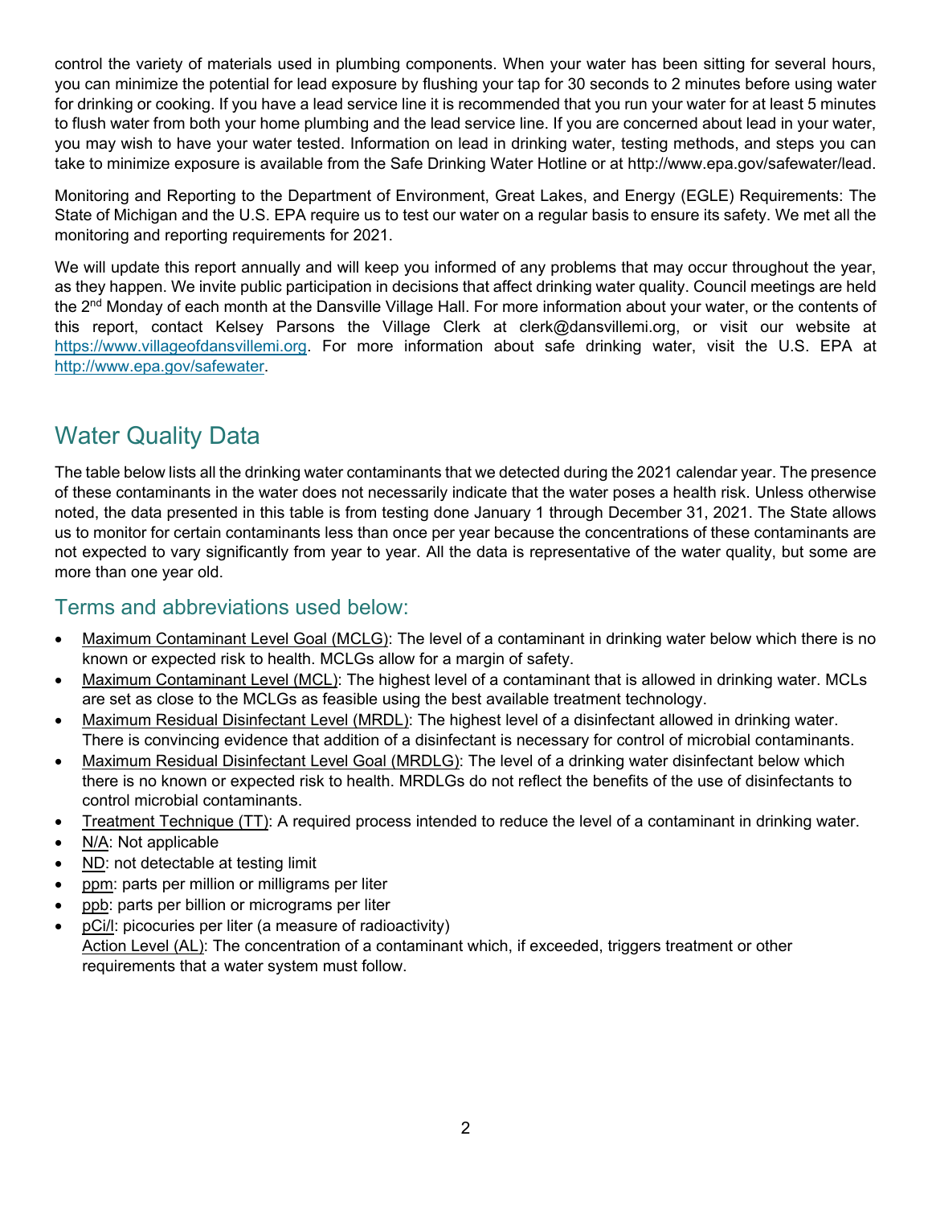control the variety of materials used in plumbing components. When your water has been sitting for several hours, you can minimize the potential for lead exposure by flushing your tap for 30 seconds to 2 minutes before using water for drinking or cooking. If you have a lead service line it is recommended that you run your water for at least 5 minutes to flush water from both your home plumbing and the lead service line. If you are concerned about lead in your water, you may wish to have your water tested. Information on lead in drinking water, testing methods, and steps you can take to minimize exposure is available from the Safe Drinking Water Hotline or at http://www.epa.gov/safewater/lead.

Monitoring and Reporting to the Department of Environment, Great Lakes, and Energy (EGLE) Requirements: The State of Michigan and the U.S. EPA require us to test our water on a regular basis to ensure its safety. We met all the monitoring and reporting requirements for 2021.

We will update this report annually and will keep you informed of any problems that may occur throughout the year, as they happen. We invite public participation in decisions that affect drinking water quality. Council meetings are held the 2nd Monday of each month at the Dansville Village Hall. For more information about your water, or the contents of this report, contact Kelsey Parsons the Village Clerk at clerk@dansvillemi.org, or visit our website at https://www.villageofdansvillemi.org. For more information about safe drinking water, visit the U.S. EPA at http://www.epa.gov/safewater.

## Water Quality Data

The table below lists all the drinking water contaminants that we detected during the 2021 calendar year. The presence of these contaminants in the water does not necessarily indicate that the water poses a health risk. Unless otherwise noted, the data presented in this table is from testing done January 1 through December 31, 2021. The State allows us to monitor for certain contaminants less than once per year because the concentrations of these contaminants are not expected to vary significantly from year to year. All the data is representative of the water quality, but some are more than one year old.

### Terms and abbreviations used below:

- Maximum Contaminant Level Goal (MCLG): The level of a contaminant in drinking water below which there is no known or expected risk to health. MCLGs allow for a margin of safety.
- Maximum Contaminant Level (MCL): The highest level of a contaminant that is allowed in drinking water. MCLs are set as close to the MCLGs as feasible using the best available treatment technology.
- Maximum Residual Disinfectant Level (MRDL): The highest level of a disinfectant allowed in drinking water. There is convincing evidence that addition of a disinfectant is necessary for control of microbial contaminants.
- Maximum Residual Disinfectant Level Goal (MRDLG): The level of a drinking water disinfectant below which there is no known or expected risk to health. MRDLGs do not reflect the benefits of the use of disinfectants to control microbial contaminants.
- Treatment Technique (TT): A required process intended to reduce the level of a contaminant in drinking water.
- N/A: Not applicable
- ND: not detectable at testing limit
- ppm: parts per million or milligrams per liter
- ppb: parts per billion or micrograms per liter
- pCi/l: picocuries per liter (a measure of radioactivity)
  Action Level (AL): The concentration of a contaminant which, if exceeded, triggers treatment or other requirements that a water system must follow.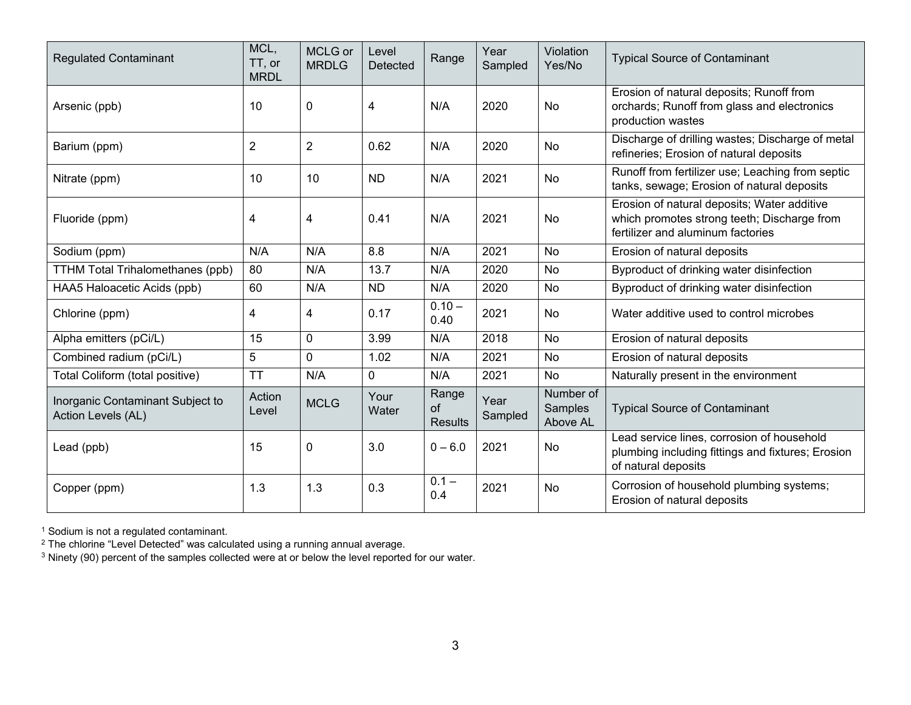| Regulated Contaminant | MCL, TT, or MRDL | MCLG or MRDLG | Level Detected | Range | Year Sampled | Violation Yes/No | Typical Source of Contaminant |
|---|---|---|---|---|---|---|---|
| Arsenic (ppb) | 10 | 0 | 4 | N/A | 2020 | No | Erosion of natural deposits; Runoff from orchards; Runoff from glass and electronics production wastes |
| Barium (ppm) | 2 | 2 | 0.62 | N/A | 2020 | No | Discharge of drilling wastes; Discharge of metal refineries; Erosion of natural deposits |
| Nitrate (ppm) | 10 | 10 | ND | N/A | 2021 | No | Runoff from fertilizer use; Leaching from septic tanks, sewage; Erosion of natural deposits |
| Fluoride (ppm) | 4 | 4 | 0.41 | N/A | 2021 | No | Erosion of natural deposits; Water additive which promotes strong teeth; Discharge from fertilizer and aluminum factories |
| Sodium (ppm) | N/A | N/A | 8.8 | N/A | 2021 | No | Erosion of natural deposits |
| TTHM Total Trihalomethanes (ppb) | 80 | N/A | 13.7 | N/A | 2020 | No | Byproduct of drinking water disinfection |
| HAA5 Haloacetic Acids (ppb) | 60 | N/A | ND | N/A | 2020 | No | Byproduct of drinking water disinfection |
| Chlorine (ppm) | 4 | 4 | 0.17 | 0.10 – 0.40 | 2021 | No | Water additive used to control microbes |
| Alpha emitters (pCi/L) | 15 | 0 | 3.99 | N/A | 2018 | No | Erosion of natural deposits |
| Combined radium (pCi/L) | 5 | 0 | 1.02 | N/A | 2021 | No | Erosion of natural deposits |
| Total Coliform (total positive) | TT | N/A | 0 | N/A | 2021 | No | Naturally present in the environment |
| **Inorganic Contaminant Subject to Action Levels (AL)** | **Action Level** | **MCLG** | **Your Water** | **Range of Results** | **Year Sampled** | **Number of Samples Above AL** | **Typical Source of Contaminant** |
| Lead (ppb) | 15 | 0 | 3.0 | 0 – 6.0 | 2021 | No | Lead service lines, corrosion of household plumbing including fittings and fixtures; Erosion of natural deposits |
| Copper (ppm) | 1.3 | 1.3 | 0.3 | 0.1 – 0.4 | 2021 | No | Corrosion of household plumbing systems; Erosion of natural deposits |

[1] Sodium is not a regulated contaminant.

[2] The chlorine "Level Detected" was calculated using a running annual average.

[3] Ninety (90) percent of the samples collected were at or below the level reported for our water.